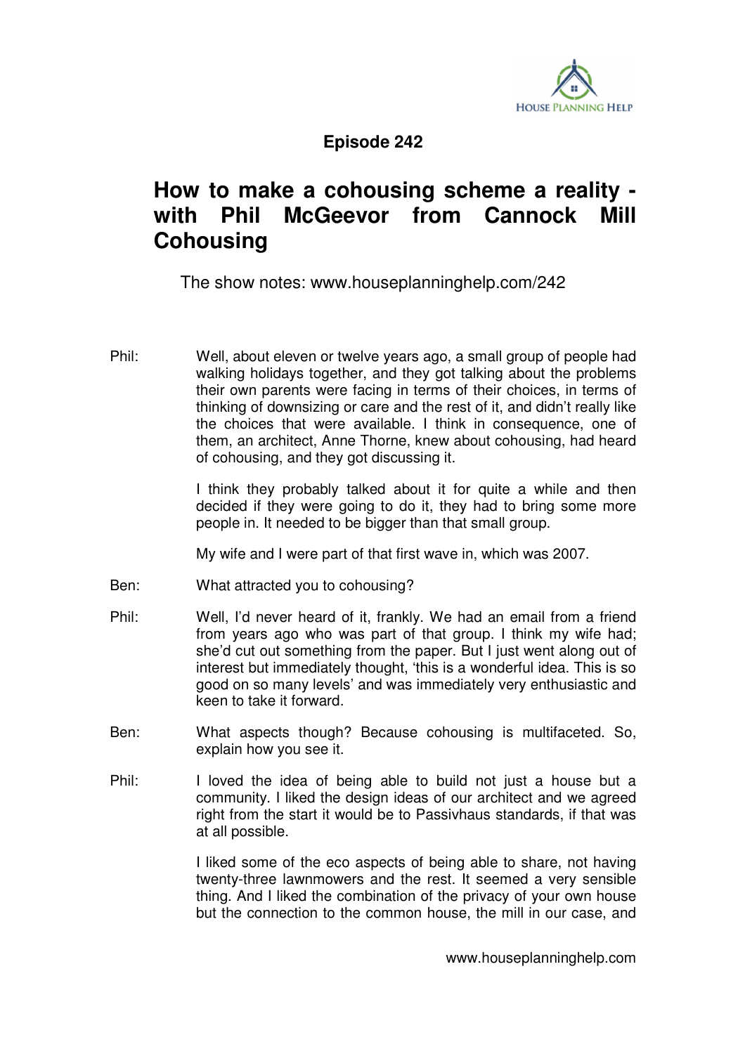**Episode 242**

# How to make a cohousing scheme a reality - with Phil McGeevor from Cannock Mill Cohousing

The show notes: www.houseplanninghelp.com/242

Phil: Well, about eleven or twelve years ago, a small group of people had walking holidays together, and they got talking about the problems their own parents were facing in terms of their choices, in terms of thinking of downsizing or care and the rest of it, and didn't really like the choices that were available. I think in consequence, one of them, an architect, Anne Thorne, knew about cohousing, had heard of cohousing, and they got discussing it.

I think they probably talked about it for quite a while and then decided if they were going to do it, they had to bring some more people in. It needed to be bigger than that small group.

My wife and I were part of that first wave in, which was 2007.

Ben: What attracted you to cohousing?

Phil: Well, I'd never heard of it, frankly. We had an email from a friend from years ago who was part of that group. I think my wife had; she'd cut out something from the paper. But I just went along out of interest but immediately thought, 'this is a wonderful idea. This is so good on so many levels' and was immediately very enthusiastic and keen to take it forward.

Ben: What aspects though? Because cohousing is multifaceted. So, explain how you see it.

Phil: I loved the idea of being able to build not just a house but a community. I liked the design ideas of our architect and we agreed right from the start it would be to Passivhaus standards, if that was at all possible.

I liked some of the eco aspects of being able to share, not having twenty-three lawnmowers and the rest. It seemed a very sensible thing. And I liked the combination of the privacy of your own house but the connection to the common house, the mill in our case, and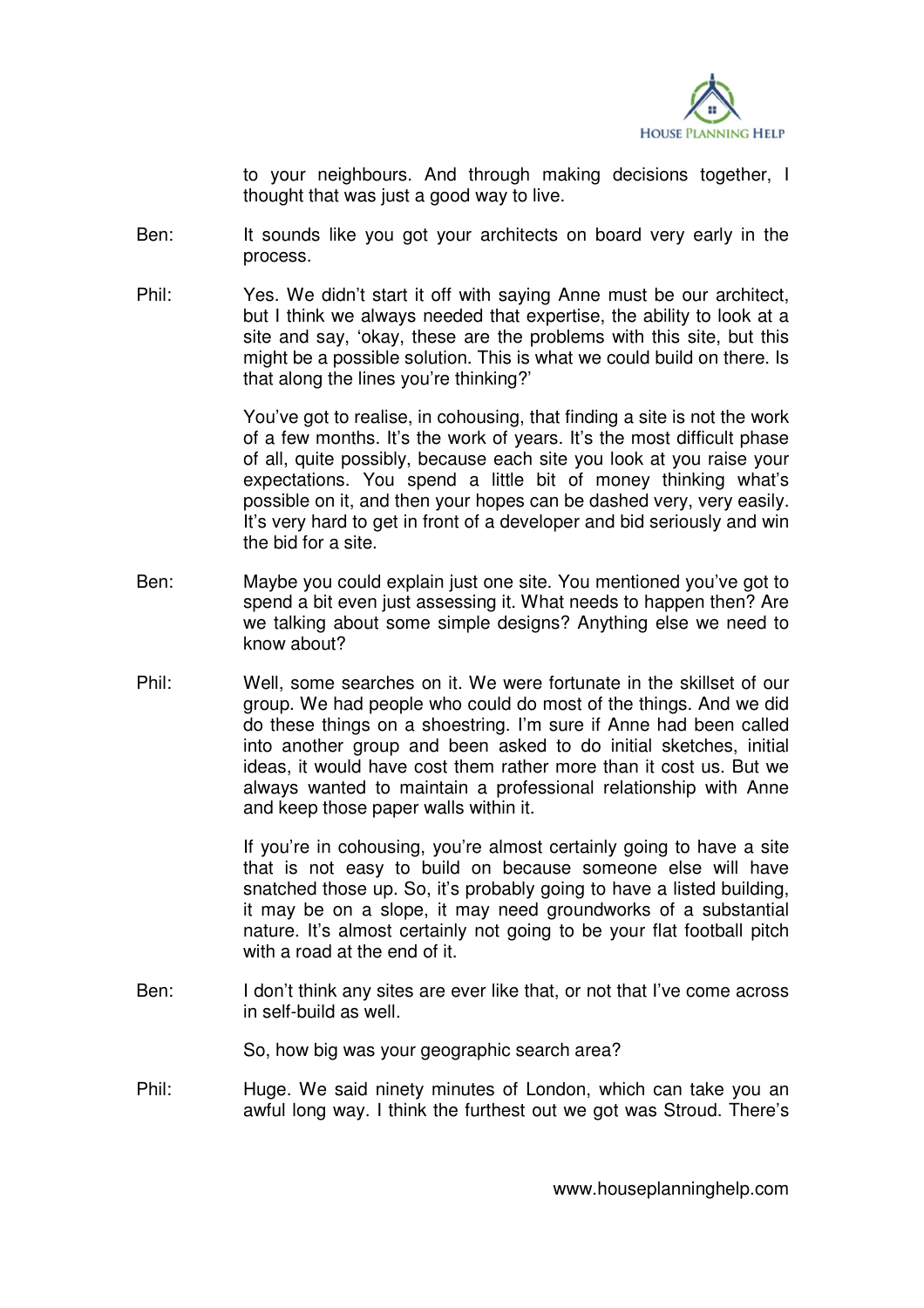to your neighbours. And through making decisions together, I thought that was just a good way to live.

Ben: It sounds like you got your architects on board very early in the process.

Phil: Yes. We didn't start it off with saying Anne must be our architect, but I think we always needed that expertise, the ability to look at a site and say, 'okay, these are the problems with this site, but this might be a possible solution. This is what we could build on there. Is that along the lines you're thinking?'

You've got to realise, in cohousing, that finding a site is not the work of a few months. It's the work of years. It's the most difficult phase of all, quite possibly, because each site you look at you raise your expectations. You spend a little bit of money thinking what's possible on it, and then your hopes can be dashed very, very easily. It's very hard to get in front of a developer and bid seriously and win the bid for a site.

Ben: Maybe you could explain just one site. You mentioned you've got to spend a bit even just assessing it. What needs to happen then? Are we talking about some simple designs? Anything else we need to know about?

Phil: Well, some searches on it. We were fortunate in the skillset of our group. We had people who could do most of the things. And we did do these things on a shoestring. I'm sure if Anne had been called into another group and been asked to do initial sketches, initial ideas, it would have cost them rather more than it cost us. But we always wanted to maintain a professional relationship with Anne and keep those paper walls within it.

If you're in cohousing, you're almost certainly going to have a site that is not easy to build on because someone else will have snatched those up. So, it's probably going to have a listed building, it may be on a slope, it may need groundworks of a substantial nature. It's almost certainly not going to be your flat football pitch with a road at the end of it.

Ben: I don't think any sites are ever like that, or not that I've come across in self-build as well.

So, how big was your geographic search area?

Phil: Huge. We said ninety minutes of London, which can take you an awful long way. I think the furthest out we got was Stroud. There's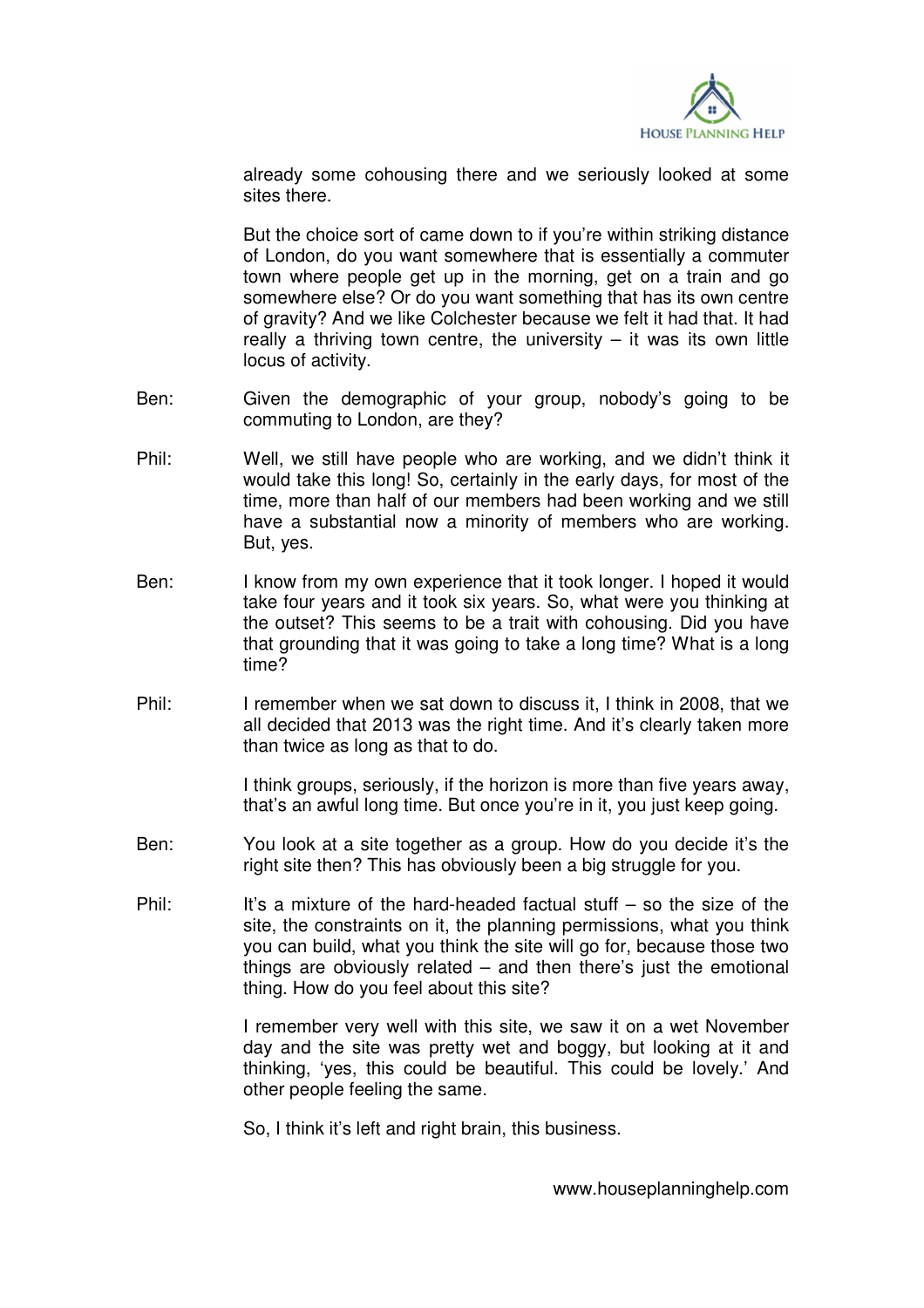already some cohousing there and we seriously looked at some sites there.

But the choice sort of came down to if you're within striking distance of London, do you want somewhere that is essentially a commuter town where people get up in the morning, get on a train and go somewhere else? Or do you want something that has its own centre of gravity? And we like Colchester because we felt it had that. It had really a thriving town centre, the university – it was its own little locus of activity.

Ben: Given the demographic of your group, nobody's going to be commuting to London, are they?

Phil: Well, we still have people who are working, and we didn't think it would take this long! So, certainly in the early days, for most of the time, more than half of our members had been working and we still have a substantial now a minority of members who are working. But, yes.

Ben: I know from my own experience that it took longer. I hoped it would take four years and it took six years. So, what were you thinking at the outset? This seems to be a trait with cohousing. Did you have that grounding that it was going to take a long time? What is a long time?

Phil: I remember when we sat down to discuss it, I think in 2008, that we all decided that 2013 was the right time. And it's clearly taken more than twice as long as that to do.

I think groups, seriously, if the horizon is more than five years away, that's an awful long time. But once you're in it, you just keep going.

Ben: You look at a site together as a group. How do you decide it's the right site then? This has obviously been a big struggle for you.

Phil: It's a mixture of the hard-headed factual stuff – so the size of the site, the constraints on it, the planning permissions, what you think you can build, what you think the site will go for, because those two things are obviously related – and then there's just the emotional thing. How do you feel about this site?

I remember very well with this site, we saw it on a wet November day and the site was pretty wet and boggy, but looking at it and thinking, 'yes, this could be beautiful. This could be lovely.' And other people feeling the same.

So, I think it's left and right brain, this business.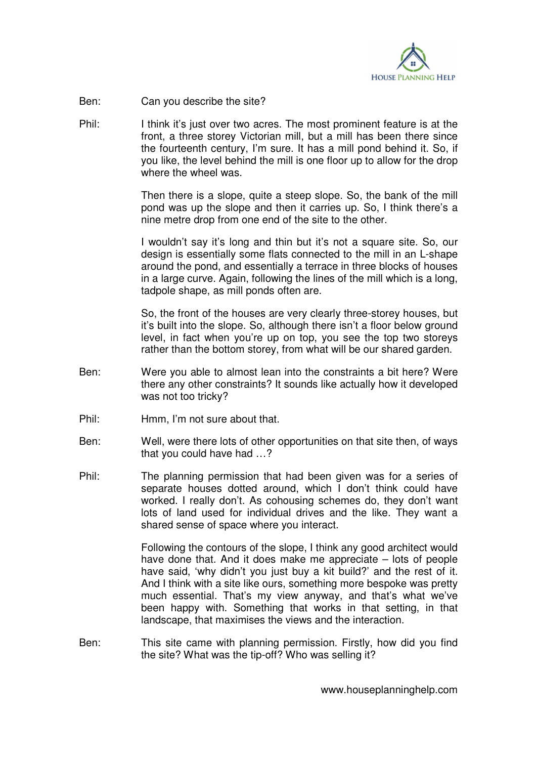Ben: Can you describe the site?

Phil: I think it's just over two acres. The most prominent feature is at the front, a three storey Victorian mill, but a mill has been there since the fourteenth century, I'm sure. It has a mill pond behind it. So, if you like, the level behind the mill is one floor up to allow for the drop where the wheel was.

Then there is a slope, quite a steep slope. So, the bank of the mill pond was up the slope and then it carries up. So, I think there's a nine metre drop from one end of the site to the other.

I wouldn't say it's long and thin but it's not a square site. So, our design is essentially some flats connected to the mill in an L-shape around the pond, and essentially a terrace in three blocks of houses in a large curve. Again, following the lines of the mill which is a long, tadpole shape, as mill ponds often are.

So, the front of the houses are very clearly three-storey houses, but it's built into the slope. So, although there isn't a floor below ground level, in fact when you're up on top, you see the top two storeys rather than the bottom storey, from what will be our shared garden.

Ben: Were you able to almost lean into the constraints a bit here? Were there any other constraints? It sounds like actually how it developed was not too tricky?

Phil: Hmm, I'm not sure about that.

Ben: Well, were there lots of other opportunities on that site then, of ways that you could have had …?

Phil: The planning permission that had been given was for a series of separate houses dotted around, which I don't think could have worked. I really don't. As cohousing schemes do, they don't want lots of land used for individual drives and the like. They want a shared sense of space where you interact.

Following the contours of the slope, I think any good architect would have done that. And it does make me appreciate – lots of people have said, 'why didn't you just buy a kit build?' and the rest of it. And I think with a site like ours, something more bespoke was pretty much essential. That's my view anyway, and that's what we've been happy with. Something that works in that setting, in that landscape, that maximises the views and the interaction.

Ben: This site came with planning permission. Firstly, how did you find the site? What was the tip-off? Who was selling it?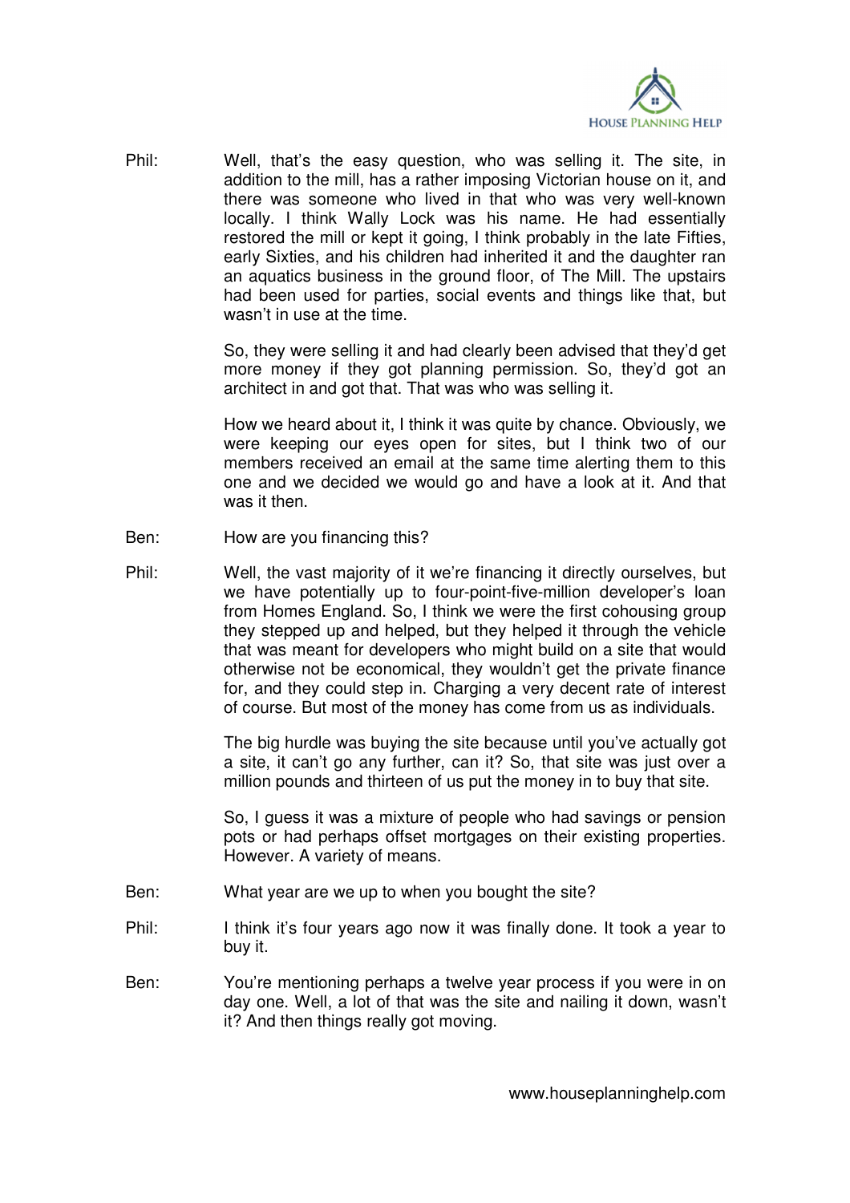Phil: Well, that's the easy question, who was selling it. The site, in addition to the mill, has a rather imposing Victorian house on it, and there was someone who lived in that who was very well-known locally. I think Wally Lock was his name. He had essentially restored the mill or kept it going, I think probably in the late Fifties, early Sixties, and his children had inherited it and the daughter ran an aquatics business in the ground floor, of The Mill. The upstairs had been used for parties, social events and things like that, but wasn't in use at the time.

So, they were selling it and had clearly been advised that they'd get more money if they got planning permission. So, they'd got an architect in and got that. That was who was selling it.

How we heard about it, I think it was quite by chance. Obviously, we were keeping our eyes open for sites, but I think two of our members received an email at the same time alerting them to this one and we decided we would go and have a look at it. And that was it then.

Ben: How are you financing this?

Phil: Well, the vast majority of it we're financing it directly ourselves, but we have potentially up to four-point-five-million developer's loan from Homes England. So, I think we were the first cohousing group they stepped up and helped, but they helped it through the vehicle that was meant for developers who might build on a site that would otherwise not be economical, they wouldn't get the private finance for, and they could step in. Charging a very decent rate of interest of course. But most of the money has come from us as individuals.

The big hurdle was buying the site because until you've actually got a site, it can't go any further, can it? So, that site was just over a million pounds and thirteen of us put the money in to buy that site.

So, I guess it was a mixture of people who had savings or pension pots or had perhaps offset mortgages on their existing properties. However. A variety of means.

Ben: What year are we up to when you bought the site?

Phil: I think it's four years ago now it was finally done. It took a year to buy it.

Ben: You're mentioning perhaps a twelve year process if you were in on day one. Well, a lot of that was the site and nailing it down, wasn't it? And then things really got moving.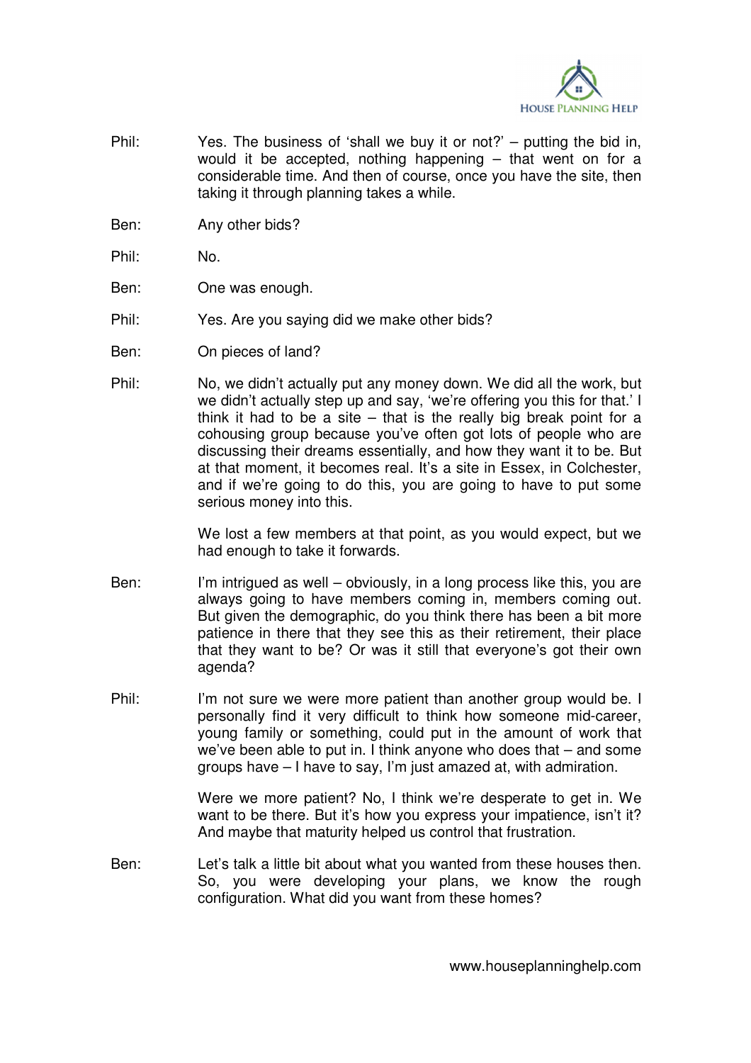Phil: Yes. The business of 'shall we buy it or not?' – putting the bid in, would it be accepted, nothing happening – that went on for a considerable time. And then of course, once you have the site, then taking it through planning takes a while.

Ben: Any other bids?

Phil: No.

Ben: One was enough.

Phil: Yes. Are you saying did we make other bids?

Ben: On pieces of land?

Phil: No, we didn't actually put any money down. We did all the work, but we didn't actually step up and say, 'we're offering you this for that.' I think it had to be a site – that is the really big break point for a cohousing group because you've often got lots of people who are discussing their dreams essentially, and how they want it to be. But at that moment, it becomes real. It's a site in Essex, in Colchester, and if we're going to do this, you are going to have to put some serious money into this.

We lost a few members at that point, as you would expect, but we had enough to take it forwards.

Ben: I'm intrigued as well – obviously, in a long process like this, you are always going to have members coming in, members coming out. But given the demographic, do you think there has been a bit more patience in there that they see this as their retirement, their place that they want to be? Or was it still that everyone's got their own agenda?

Phil: I'm not sure we were more patient than another group would be. I personally find it very difficult to think how someone mid-career, young family or something, could put in the amount of work that we've been able to put in. I think anyone who does that – and some groups have – I have to say, I'm just amazed at, with admiration.

Were we more patient? No, I think we're desperate to get in. We want to be there. But it's how you express your impatience, isn't it? And maybe that maturity helped us control that frustration.

Ben: Let's talk a little bit about what you wanted from these houses then. So, you were developing your plans, we know the rough configuration. What did you want from these homes?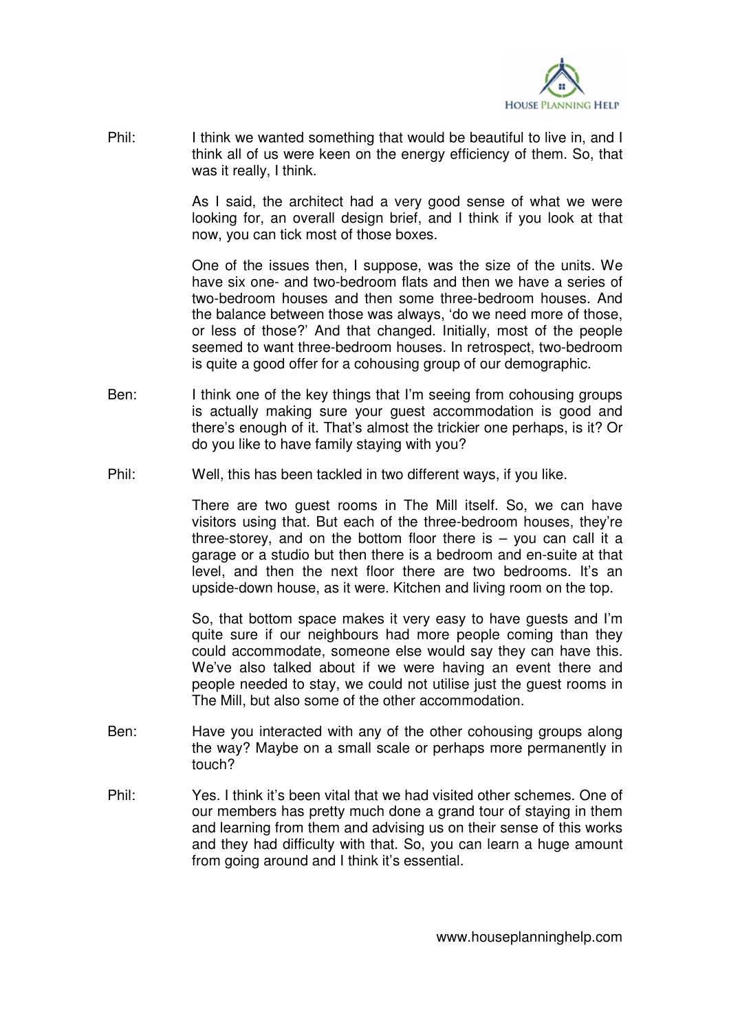Phil: I think we wanted something that would be beautiful to live in, and I think all of us were keen on the energy efficiency of them. So, that was it really, I think.

As I said, the architect had a very good sense of what we were looking for, an overall design brief, and I think if you look at that now, you can tick most of those boxes.

One of the issues then, I suppose, was the size of the units. We have six one- and two-bedroom flats and then we have a series of two-bedroom houses and then some three-bedroom houses. And the balance between those was always, 'do we need more of those, or less of those?' And that changed. Initially, most of the people seemed to want three-bedroom houses. In retrospect, two-bedroom is quite a good offer for a cohousing group of our demographic.

Ben: I think one of the key things that I'm seeing from cohousing groups is actually making sure your guest accommodation is good and there's enough of it. That's almost the trickier one perhaps, is it? Or do you like to have family staying with you?

Phil: Well, this has been tackled in two different ways, if you like.

There are two guest rooms in The Mill itself. So, we can have visitors using that. But each of the three-bedroom houses, they're three-storey, and on the bottom floor there is – you can call it a garage or a studio but then there is a bedroom and en-suite at that level, and then the next floor there are two bedrooms. It's an upside-down house, as it were. Kitchen and living room on the top.

So, that bottom space makes it very easy to have guests and I'm quite sure if our neighbours had more people coming than they could accommodate, someone else would say they can have this. We've also talked about if we were having an event there and people needed to stay, we could not utilise just the guest rooms in The Mill, but also some of the other accommodation.

Ben: Have you interacted with any of the other cohousing groups along the way? Maybe on a small scale or perhaps more permanently in touch?

Phil: Yes. I think it's been vital that we had visited other schemes. One of our members has pretty much done a grand tour of staying in them and learning from them and advising us on their sense of this works and they had difficulty with that. So, you can learn a huge amount from going around and I think it's essential.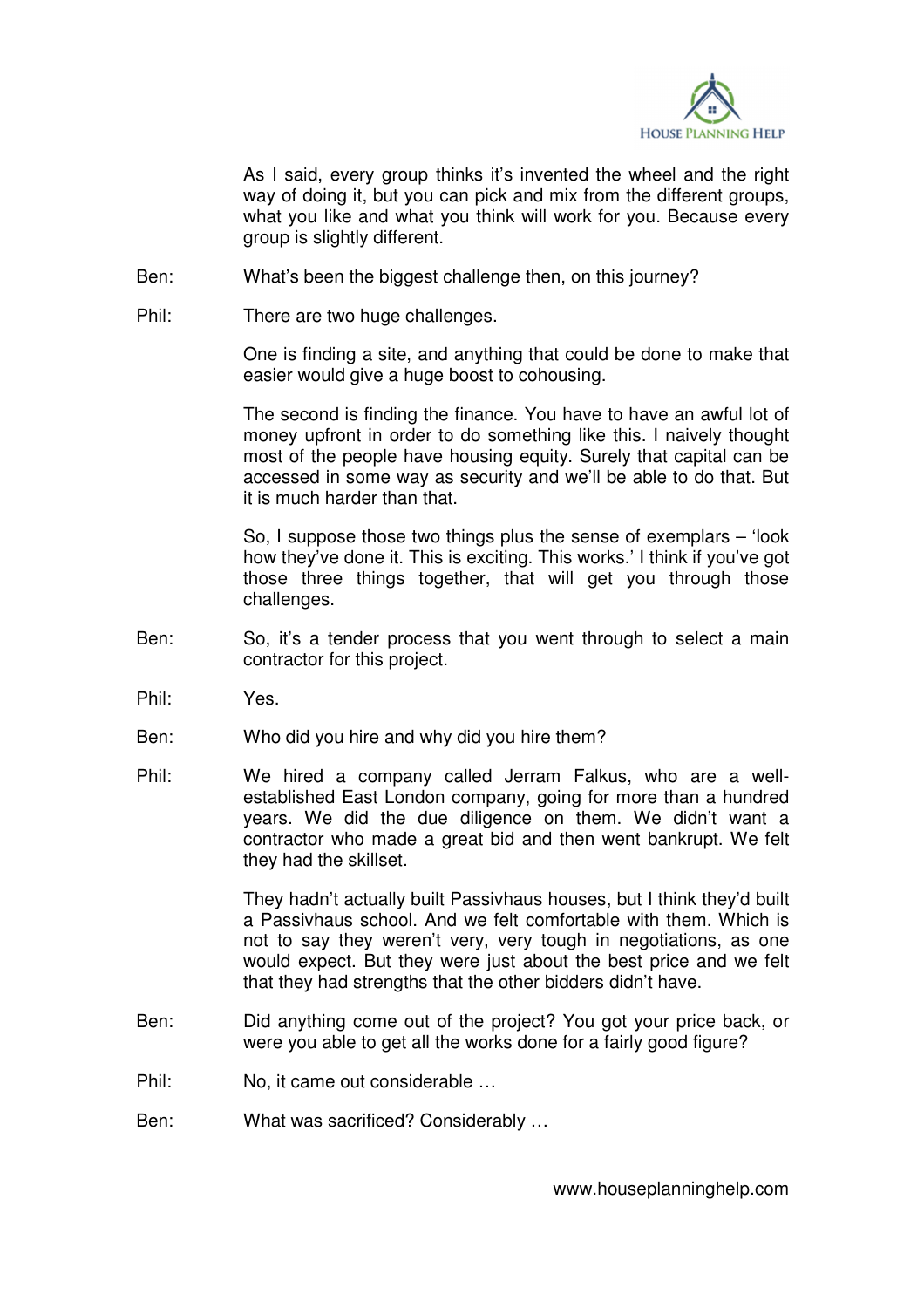As I said, every group thinks it's invented the wheel and the right way of doing it, but you can pick and mix from the different groups, what you like and what you think will work for you. Because every group is slightly different.

Ben: What's been the biggest challenge then, on this journey?

Phil: There are two huge challenges.

One is finding a site, and anything that could be done to make that easier would give a huge boost to cohousing.

The second is finding the finance. You have to have an awful lot of money upfront in order to do something like this. I naively thought most of the people have housing equity. Surely that capital can be accessed in some way as security and we'll be able to do that. But it is much harder than that.

So, I suppose those two things plus the sense of exemplars – 'look how they've done it. This is exciting. This works.' I think if you've got those three things together, that will get you through those challenges.

Ben: So, it's a tender process that you went through to select a main contractor for this project.

Phil: Yes.

Ben: Who did you hire and why did you hire them?

Phil: We hired a company called Jerram Falkus, who are a well-established East London company, going for more than a hundred years. We did the due diligence on them. We didn't want a contractor who made a great bid and then went bankrupt. We felt they had the skillset.

They hadn't actually built Passivhaus houses, but I think they'd built a Passivhaus school. And we felt comfortable with them. Which is not to say they weren't very, very tough in negotiations, as one would expect. But they were just about the best price and we felt that they had strengths that the other bidders didn't have.

Ben: Did anything come out of the project? You got your price back, or were you able to get all the works done for a fairly good figure?

Phil: No, it came out considerable …

Ben: What was sacrificed? Considerably …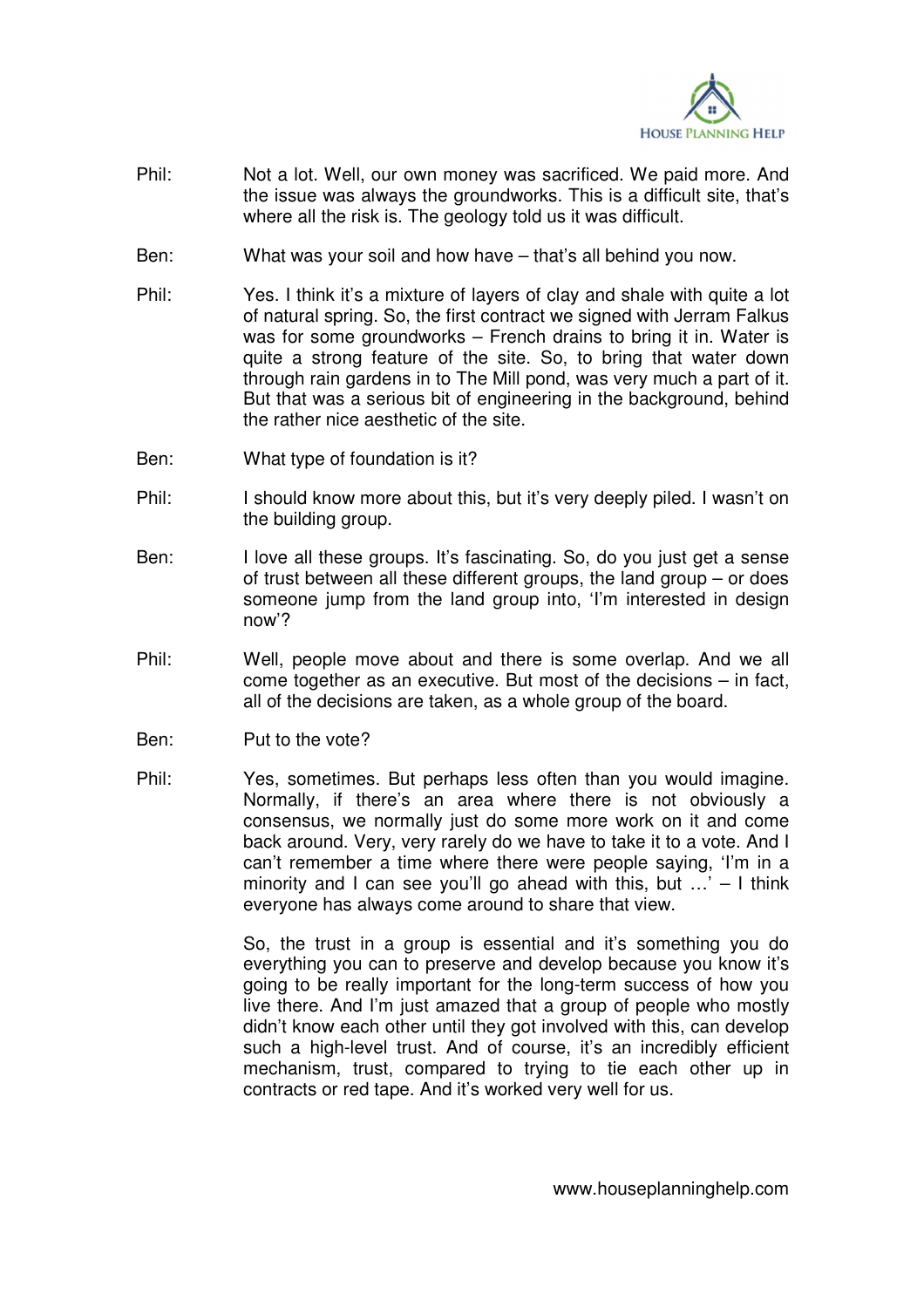Phil: Not a lot. Well, our own money was sacrificed. We paid more. And the issue was always the groundworks. This is a difficult site, that's where all the risk is. The geology told us it was difficult.

Ben: What was your soil and how have – that's all behind you now.

Phil: Yes. I think it's a mixture of layers of clay and shale with quite a lot of natural spring. So, the first contract we signed with Jerram Falkus was for some groundworks – French drains to bring it in. Water is quite a strong feature of the site. So, to bring that water down through rain gardens in to The Mill pond, was very much a part of it. But that was a serious bit of engineering in the background, behind the rather nice aesthetic of the site.

Ben: What type of foundation is it?

Phil: I should know more about this, but it's very deeply piled. I wasn't on the building group.

Ben: I love all these groups. It's fascinating. So, do you just get a sense of trust between all these different groups, the land group – or does someone jump from the land group into, 'I'm interested in design now'?

Phil: Well, people move about and there is some overlap. And we all come together as an executive. But most of the decisions – in fact, all of the decisions are taken, as a whole group of the board.

Ben: Put to the vote?

Phil: Yes, sometimes. But perhaps less often than you would imagine. Normally, if there's an area where there is not obviously a consensus, we normally just do some more work on it and come back around. Very, very rarely do we have to take it to a vote. And I can't remember a time where there were people saying, 'I'm in a minority and I can see you'll go ahead with this, but …' – I think everyone has always come around to share that view.

So, the trust in a group is essential and it's something you do everything you can to preserve and develop because you know it's going to be really important for the long-term success of how you live there. And I'm just amazed that a group of people who mostly didn't know each other until they got involved with this, can develop such a high-level trust. And of course, it's an incredibly efficient mechanism, trust, compared to trying to tie each other up in contracts or red tape. And it's worked very well for us.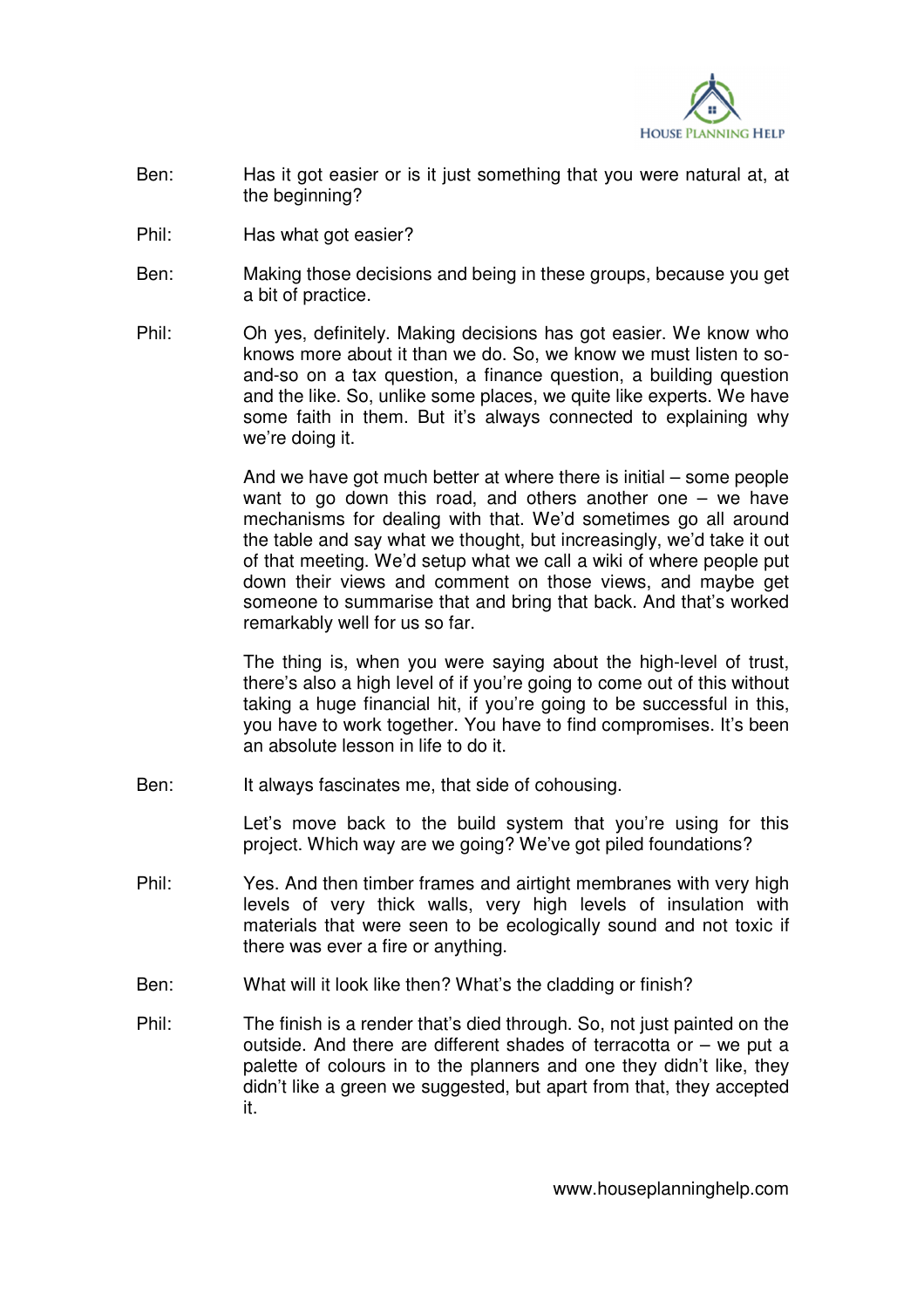Ben: Has it got easier or is it just something that you were natural at, at the beginning?

Phil: Has what got easier?

Ben: Making those decisions and being in these groups, because you get a bit of practice.

Phil: Oh yes, definitely. Making decisions has got easier. We know who knows more about it than we do. So, we know we must listen to so-and-so on a tax question, a finance question, a building question and the like. So, unlike some places, we quite like experts. We have some faith in them. But it's always connected to explaining why we're doing it.

And we have got much better at where there is initial – some people want to go down this road, and others another one – we have mechanisms for dealing with that. We'd sometimes go all around the table and say what we thought, but increasingly, we'd take it out of that meeting. We'd setup what we call a wiki of where people put down their views and comment on those views, and maybe get someone to summarise that and bring that back. And that's worked remarkably well for us so far.

The thing is, when you were saying about the high-level of trust, there's also a high level of if you're going to come out of this without taking a huge financial hit, if you're going to be successful in this, you have to work together. You have to find compromises. It's been an absolute lesson in life to do it.

Ben: It always fascinates me, that side of cohousing.

Let's move back to the build system that you're using for this project. Which way are we going? We've got piled foundations?

Phil: Yes. And then timber frames and airtight membranes with very high levels of very thick walls, very high levels of insulation with materials that were seen to be ecologically sound and not toxic if there was ever a fire or anything.

Ben: What will it look like then? What's the cladding or finish?

Phil: The finish is a render that's died through. So, not just painted on the outside. And there are different shades of terracotta or – we put a palette of colours in to the planners and one they didn't like, they didn't like a green we suggested, but apart from that, they accepted it.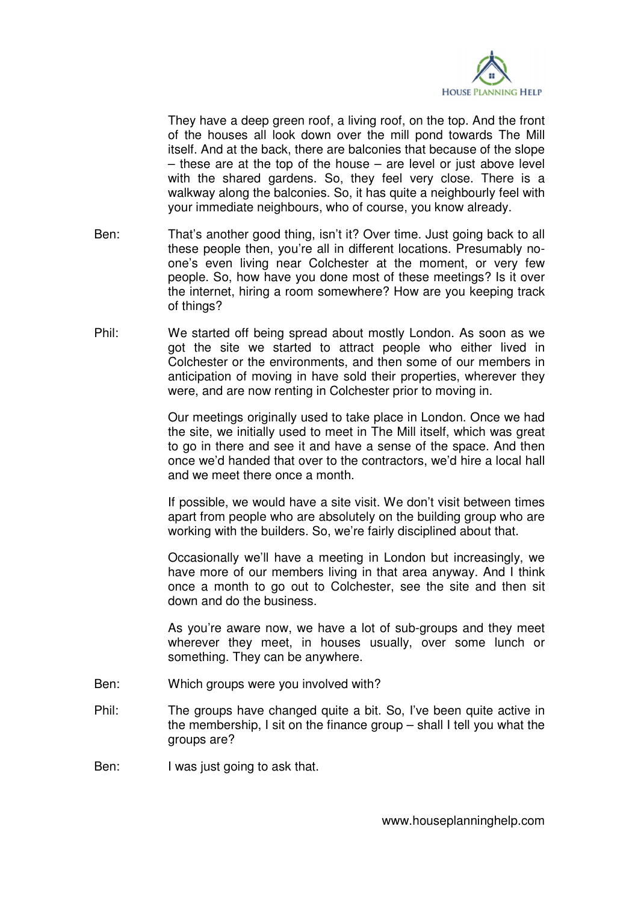They have a deep green roof, a living roof, on the top. And the front of the houses all look down over the mill pond towards The Mill itself. And at the back, there are balconies that because of the slope – these are at the top of the house – are level or just above level with the shared gardens. So, they feel very close. There is a walkway along the balconies. So, it has quite a neighbourly feel with your immediate neighbours, who of course, you know already.

Ben: That's another good thing, isn't it? Over time. Just going back to all these people then, you're all in different locations. Presumably no-one's even living near Colchester at the moment, or very few people. So, how have you done most of these meetings? Is it over the internet, hiring a room somewhere? How are you keeping track of things?

Phil: We started off being spread about mostly London. As soon as we got the site we started to attract people who either lived in Colchester or the environments, and then some of our members in anticipation of moving in have sold their properties, wherever they were, and are now renting in Colchester prior to moving in.

Our meetings originally used to take place in London. Once we had the site, we initially used to meet in The Mill itself, which was great to go in there and see it and have a sense of the space. And then once we'd handed that over to the contractors, we'd hire a local hall and we meet there once a month.

If possible, we would have a site visit. We don't visit between times apart from people who are absolutely on the building group who are working with the builders. So, we're fairly disciplined about that.

Occasionally we'll have a meeting in London but increasingly, we have more of our members living in that area anyway. And I think once a month to go out to Colchester, see the site and then sit down and do the business.

As you're aware now, we have a lot of sub-groups and they meet wherever they meet, in houses usually, over some lunch or something. They can be anywhere.

Ben: Which groups were you involved with?

Phil: The groups have changed quite a bit. So, I've been quite active in the membership, I sit on the finance group – shall I tell you what the groups are?

Ben: I was just going to ask that.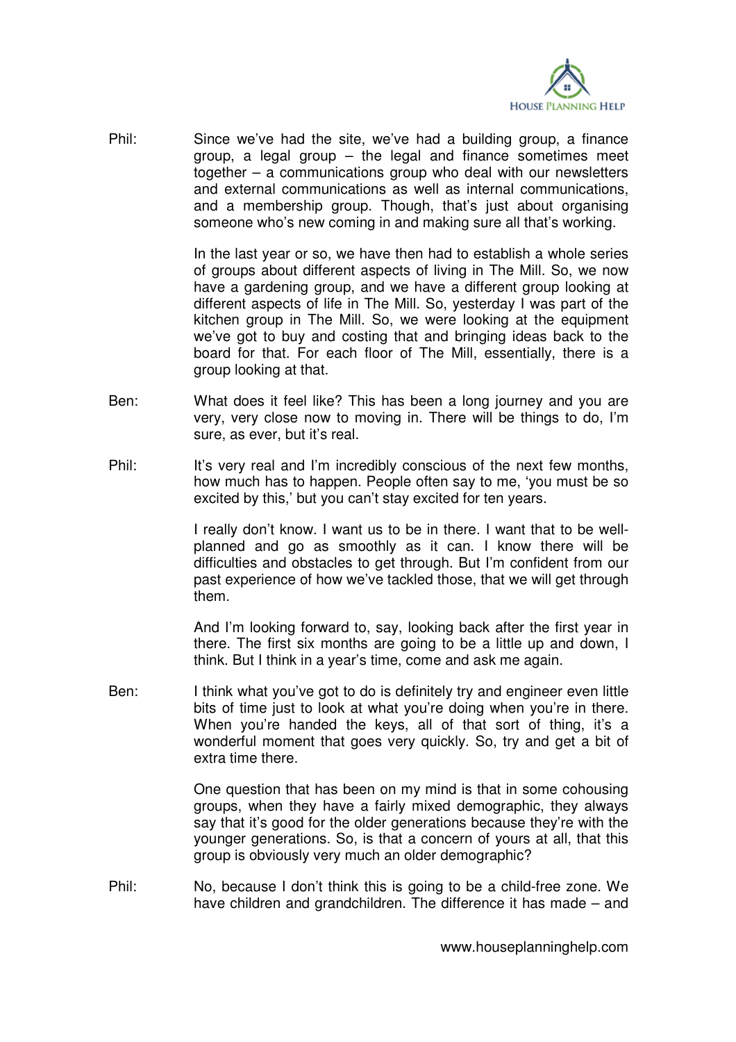Phil: Since we've had the site, we've had a building group, a finance group, a legal group – the legal and finance sometimes meet together – a communications group who deal with our newsletters and external communications as well as internal communications, and a membership group. Though, that's just about organising someone who's new coming in and making sure all that's working.

In the last year or so, we have then had to establish a whole series of groups about different aspects of living in The Mill. So, we now have a gardening group, and we have a different group looking at different aspects of life in The Mill. So, yesterday I was part of the kitchen group in The Mill. So, we were looking at the equipment we've got to buy and costing that and bringing ideas back to the board for that. For each floor of The Mill, essentially, there is a group looking at that.

Ben: What does it feel like? This has been a long journey and you are very, very close now to moving in. There will be things to do, I'm sure, as ever, but it's real.

Phil: It's very real and I'm incredibly conscious of the next few months, how much has to happen. People often say to me, 'you must be so excited by this,' but you can't stay excited for ten years.

I really don't know. I want us to be in there. I want that to be well-planned and go as smoothly as it can. I know there will be difficulties and obstacles to get through. But I'm confident from our past experience of how we've tackled those, that we will get through them.

And I'm looking forward to, say, looking back after the first year in there. The first six months are going to be a little up and down, I think. But I think in a year's time, come and ask me again.

Ben: I think what you've got to do is definitely try and engineer even little bits of time just to look at what you're doing when you're in there. When you're handed the keys, all of that sort of thing, it's a wonderful moment that goes very quickly. So, try and get a bit of extra time there.

One question that has been on my mind is that in some cohousing groups, when they have a fairly mixed demographic, they always say that it's good for the older generations because they're with the younger generations. So, is that a concern of yours at all, that this group is obviously very much an older demographic?

Phil: No, because I don't think this is going to be a child-free zone. We have children and grandchildren. The difference it has made – and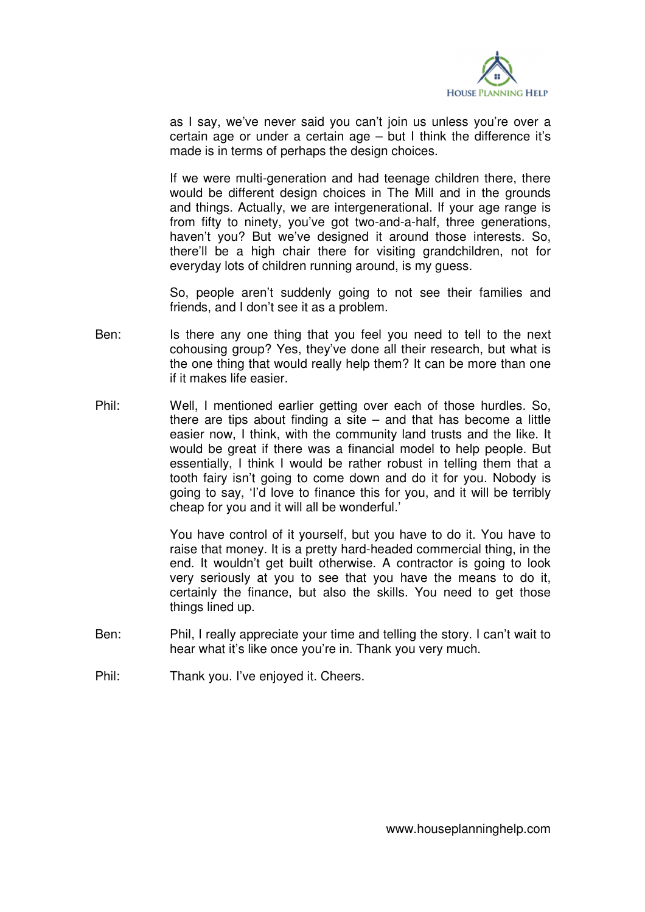as I say, we've never said you can't join us unless you're over a certain age or under a certain age – but I think the difference it's made is in terms of perhaps the design choices.

If we were multi-generation and had teenage children there, there would be different design choices in The Mill and in the grounds and things. Actually, we are intergenerational. If your age range is from fifty to ninety, you've got two-and-a-half, three generations, haven't you? But we've designed it around those interests. So, there'll be a high chair there for visiting grandchildren, not for everyday lots of children running around, is my guess.

So, people aren't suddenly going to not see their families and friends, and I don't see it as a problem.

Ben: Is there any one thing that you feel you need to tell to the next cohousing group? Yes, they've done all their research, but what is the one thing that would really help them? It can be more than one if it makes life easier.

Phil: Well, I mentioned earlier getting over each of those hurdles. So, there are tips about finding a site – and that has become a little easier now, I think, with the community land trusts and the like. It would be great if there was a financial model to help people. But essentially, I think I would be rather robust in telling them that a tooth fairy isn't going to come down and do it for you. Nobody is going to say, 'I'd love to finance this for you, and it will be terribly cheap for you and it will all be wonderful.'

You have control of it yourself, but you have to do it. You have to raise that money. It is a pretty hard-headed commercial thing, in the end. It wouldn't get built otherwise. A contractor is going to look very seriously at you to see that you have the means to do it, certainly the finance, but also the skills. You need to get those things lined up.

Ben: Phil, I really appreciate your time and telling the story. I can't wait to hear what it's like once you're in. Thank you very much.

Phil: Thank you. I've enjoyed it. Cheers.